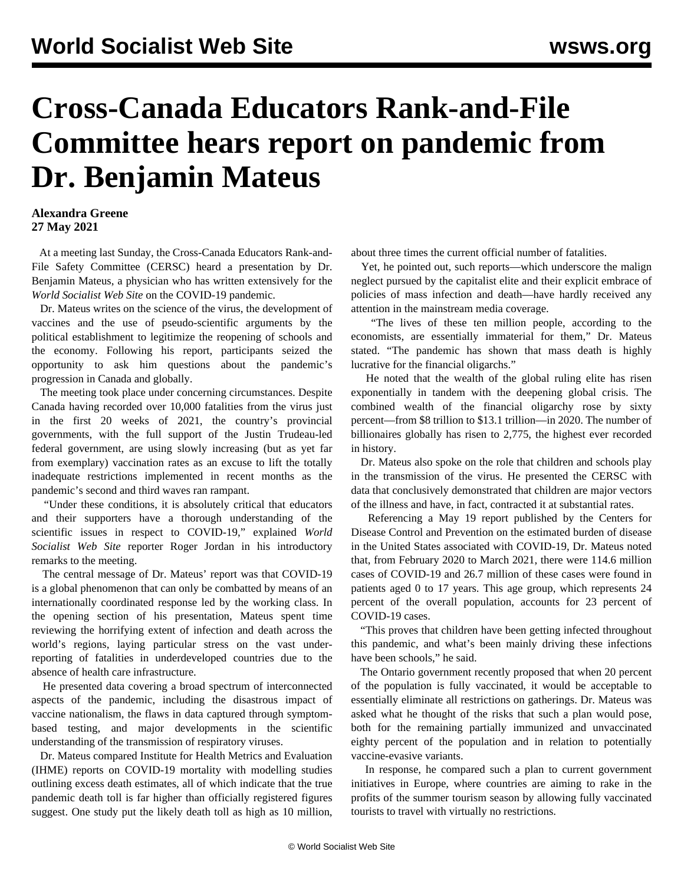# Cross-Canada Educators Rank-and-File Committee hears report on pandemic from Dr. Benjamin Mateus

**Alexandra Greene**
**27 May 2021**

At a meeting last Sunday, the Cross-Canada Educators Rank-and-File Safety Committee (CERSC) heard a presentation by Dr. Benjamin Mateus, a physician who has written extensively for the *World Socialist Web Site* on the COVID-19 pandemic.

Dr. Mateus writes on the science of the virus, the development of vaccines and the use of pseudo-scientific arguments by the political establishment to legitimize the reopening of schools and the economy. Following his report, participants seized the opportunity to ask him questions about the pandemic's progression in Canada and globally.

The meeting took place under concerning circumstances. Despite Canada having recorded over 10,000 fatalities from the virus just in the first 20 weeks of 2021, the country's provincial governments, with the full support of the Justin Trudeau-led federal government, are using slowly increasing (but as yet far from exemplary) vaccination rates as an excuse to lift the totally inadequate restrictions implemented in recent months as the pandemic's second and third waves ran rampant.

"Under these conditions, it is absolutely critical that educators and their supporters have a thorough understanding of the scientific issues in respect to COVID-19," explained *World Socialist Web Site* reporter Roger Jordan in his introductory remarks to the meeting.

The central message of Dr. Mateus' report was that COVID-19 is a global phenomenon that can only be combatted by means of an internationally coordinated response led by the working class. In the opening section of his presentation, Mateus spent time reviewing the horrifying extent of infection and death across the world's regions, laying particular stress on the vast under-reporting of fatalities in underdeveloped countries due to the absence of health care infrastructure.

He presented data covering a broad spectrum of interconnected aspects of the pandemic, including the disastrous impact of vaccine nationalism, the flaws in data captured through symptom-based testing, and major developments in the scientific understanding of the transmission of respiratory viruses.

Dr. Mateus compared Institute for Health Metrics and Evaluation (IHME) reports on COVID-19 mortality with modelling studies outlining excess death estimates, all of which indicate that the true pandemic death toll is far higher than officially registered figures suggest. One study put the likely death toll as high as 10 million, about three times the current official number of fatalities.

Yet, he pointed out, such reports—which underscore the malign neglect pursued by the capitalist elite and their explicit embrace of policies of mass infection and death—have hardly received any attention in the mainstream media coverage.

"The lives of these ten million people, according to the economists, are essentially immaterial for them," Dr. Mateus stated. "The pandemic has shown that mass death is highly lucrative for the financial oligarchs."

He noted that the wealth of the global ruling elite has risen exponentially in tandem with the deepening global crisis. The combined wealth of the financial oligarchy rose by sixty percent—from $8 trillion to $13.1 trillion—in 2020. The number of billionaires globally has risen to 2,775, the highest ever recorded in history.

Dr. Mateus also spoke on the role that children and schools play in the transmission of the virus. He presented the CERSC with data that conclusively demonstrated that children are major vectors of the illness and have, in fact, contracted it at substantial rates.

Referencing a May 19 report published by the Centers for Disease Control and Prevention on the estimated burden of disease in the United States associated with COVID-19, Dr. Mateus noted that, from February 2020 to March 2021, there were 114.6 million cases of COVID-19 and 26.7 million of these cases were found in patients aged 0 to 17 years. This age group, which represents 24 percent of the overall population, accounts for 23 percent of COVID-19 cases.

"This proves that children have been getting infected throughout this pandemic, and what's been mainly driving these infections have been schools," he said.

The Ontario government recently proposed that when 20 percent of the population is fully vaccinated, it would be acceptable to essentially eliminate all restrictions on gatherings. Dr. Mateus was asked what he thought of the risks that such a plan would pose, both for the remaining partially immunized and unvaccinated eighty percent of the population and in relation to potentially vaccine-evasive variants.

In response, he compared such a plan to current government initiatives in Europe, where countries are aiming to rake in the profits of the summer tourism season by allowing fully vaccinated tourists to travel with virtually no restrictions.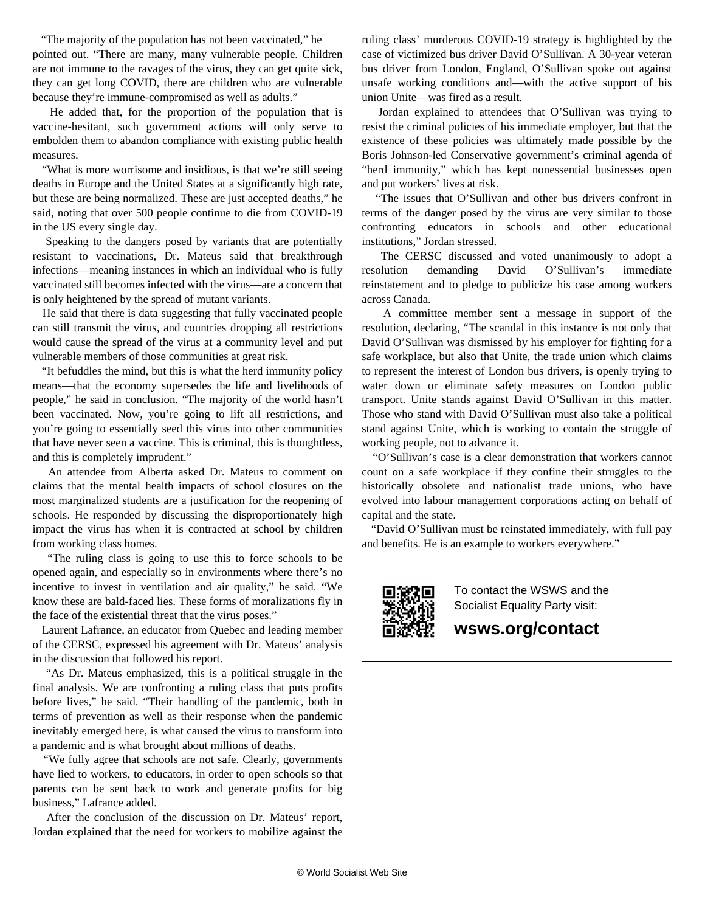"The majority of the population has not been vaccinated," he pointed out. "There are many, many vulnerable people. Children are not immune to the ravages of the virus, they can get quite sick, they can get long COVID, there are children who are vulnerable because they're immune-compromised as well as adults."

He added that, for the proportion of the population that is vaccine-hesitant, such government actions will only serve to embolden them to abandon compliance with existing public health measures.

"What is more worrisome and insidious, is that we're still seeing deaths in Europe and the United States at a significantly high rate, but these are being normalized. These are just accepted deaths," he said, noting that over 500 people continue to die from COVID-19 in the US every single day.

Speaking to the dangers posed by variants that are potentially resistant to vaccinations, Dr. Mateus said that breakthrough infections—meaning instances in which an individual who is fully vaccinated still becomes infected with the virus—are a concern that is only heightened by the spread of mutant variants.

He said that there is data suggesting that fully vaccinated people can still transmit the virus, and countries dropping all restrictions would cause the spread of the virus at a community level and put vulnerable members of those communities at great risk.

"It befuddles the mind, but this is what the herd immunity policy means—that the economy supersedes the life and livelihoods of people," he said in conclusion. "The majority of the world hasn't been vaccinated. Now, you're going to lift all restrictions, and you're going to essentially seed this virus into other communities that have never seen a vaccine. This is criminal, this is thoughtless, and this is completely imprudent."

An attendee from Alberta asked Dr. Mateus to comment on claims that the mental health impacts of school closures on the most marginalized students are a justification for the reopening of schools. He responded by discussing the disproportionately high impact the virus has when it is contracted at school by children from working class homes.

"The ruling class is going to use this to force schools to be opened again, and especially so in environments where there's no incentive to invest in ventilation and air quality," he said. "We know these are bald-faced lies. These forms of moralizations fly in the face of the existential threat that the virus poses."

Laurent Lafrance, an educator from Quebec and leading member of the CERSC, expressed his agreement with Dr. Mateus' analysis in the discussion that followed his report.

"As Dr. Mateus emphasized, this is a political struggle in the final analysis. We are confronting a ruling class that puts profits before lives," he said. "Their handling of the pandemic, both in terms of prevention as well as their response when the pandemic inevitably emerged here, is what caused the virus to transform into a pandemic and is what brought about millions of deaths.

"We fully agree that schools are not safe. Clearly, governments have lied to workers, to educators, in order to open schools so that parents can be sent back to work and generate profits for big business," Lafrance added.

After the conclusion of the discussion on Dr. Mateus' report, Jordan explained that the need for workers to mobilize against the ruling class' murderous COVID-19 strategy is highlighted by the case of victimized bus driver David O'Sullivan. A 30-year veteran bus driver from London, England, O'Sullivan spoke out against unsafe working conditions and—with the active support of his union Unite—was fired as a result.

Jordan explained to attendees that O'Sullivan was trying to resist the criminal policies of his immediate employer, but that the existence of these policies was ultimately made possible by the Boris Johnson-led Conservative government's criminal agenda of "herd immunity," which has kept nonessential businesses open and put workers' lives at risk.

"The issues that O'Sullivan and other bus drivers confront in terms of the danger posed by the virus are very similar to those confronting educators in schools and other educational institutions," Jordan stressed.

The CERSC discussed and voted unanimously to adopt a resolution demanding David O'Sullivan's immediate reinstatement and to pledge to publicize his case among workers across Canada.

A committee member sent a message in support of the resolution, declaring, "The scandal in this instance is not only that David O'Sullivan was dismissed by his employer for fighting for a safe workplace, but also that Unite, the trade union which claims to represent the interest of London bus drivers, is openly trying to water down or eliminate safety measures on London public transport. Unite stands against David O'Sullivan in this matter. Those who stand with David O'Sullivan must also take a political stand against Unite, which is working to contain the struggle of working people, not to advance it.

"O'Sullivan's case is a clear demonstration that workers cannot count on a safe workplace if they confine their struggles to the historically obsolete and nationalist trade unions, who have evolved into labour management corporations acting on behalf of capital and the state.

"David O'Sullivan must be reinstated immediately, with full pay and benefits. He is an example to workers everywhere."

To contact the WSWS and the Socialist Equality Party visit:

**wsws.org/contact**